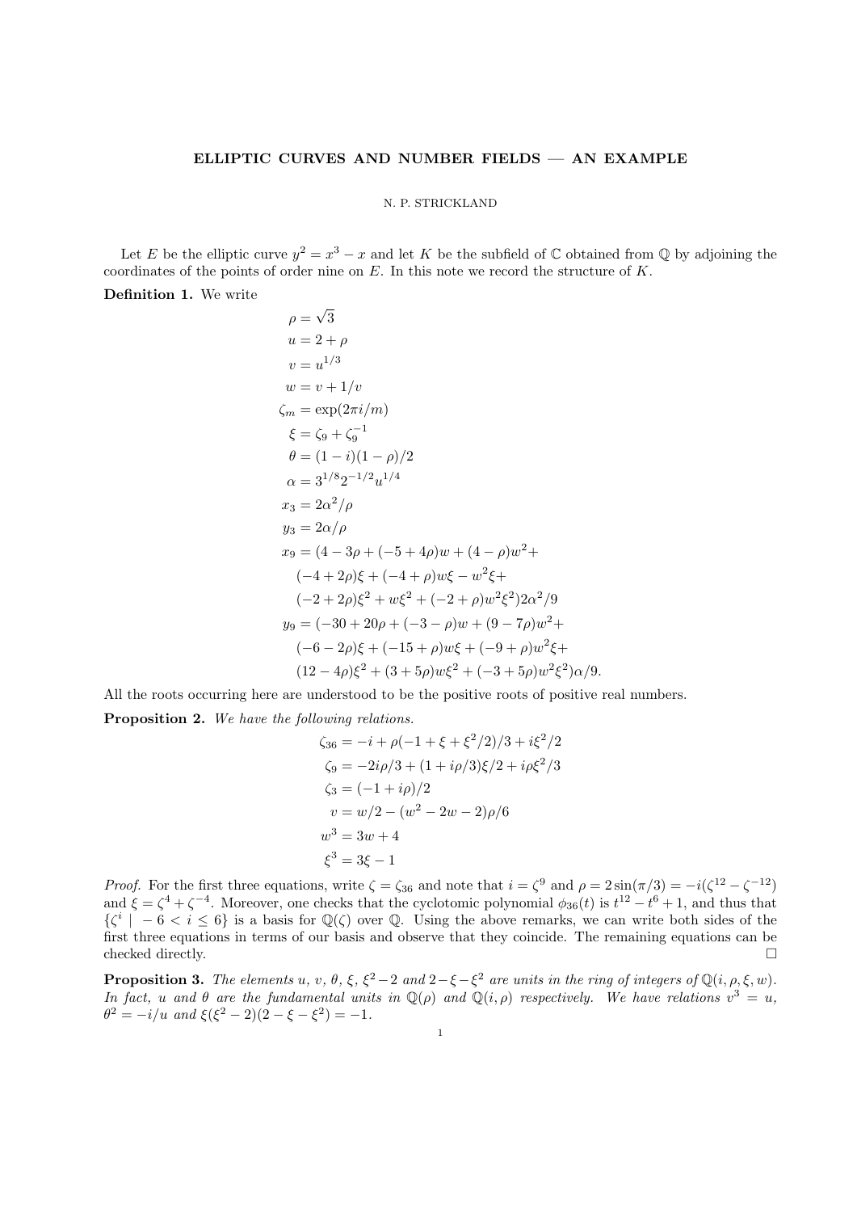# ELLIPTIC CURVES AND NUMBER FIELDS — AN EXAMPLE

N. P. STRICKLAND

Let $E$ be the elliptic curve $y^2 = x^3 - x$ and let $K$ be the subfield of $\mathbb{C}$ obtained from $\mathbb{Q}$ by adjoining the coordinates of the points of order nine on $E$. In this note we record the structure of $K$.

**Definition 1.** We write

$$
\begin{aligned}
\rho &= \sqrt{3} \\
u &= 2 + \rho \\
v &= u^{1/3} \\
w &= v + 1/v \\
\zeta_m &= \exp(2\pi i/m) \\
\xi &= \zeta_9 + \zeta_9^{-1} \\
\theta &= (1-i)(1-\rho)/2 \\
\alpha &= 3^{1/8} 2^{-1/2} u^{1/4} \\
x_3 &= 2\alpha^2/\rho \\
y_3 &= 2\alpha/\rho \\
x_9 &= (4 - 3\rho + (-5+4\rho)w + (4-\rho)w^2 + \\
&\quad (-4+2\rho)\xi + (-4+\rho)w\xi - w^2\xi + \\
&\quad (-2+2\rho)\xi^2 + w\xi^2 + (-2+\rho)w^2\xi^2) 2\alpha^2/9 \\
y_9 &= (-30 + 20\rho + (-3-\rho)w + (9-7\rho)w^2 + \\
&\quad (-6-2\rho)\xi + (-15+\rho)w\xi + (-9+\rho)w^2\xi + \\
&\quad (12-4\rho)\xi^2 + (3+5\rho)w\xi^2 + (-3+5\rho)w^2\xi^2)\alpha/9.
\end{aligned}
$$

All the roots occurring here are understood to be the positive roots of positive real numbers.

**Proposition 2.** *We have the following relations.*

$$
\begin{aligned}
\zeta_{36} &= -i + \rho(-1 + \xi + \xi^2/2)/3 + i\xi^2/2 \\
\zeta_9 &= -2i\rho/3 + (1 + i\rho/3)\xi/2 + i\rho\xi^2/3 \\
\zeta_3 &= (-1 + i\rho)/2 \\
v &= w/2 - (w^2 - 2w - 2)\rho/6 \\
w^3 &= 3w + 4 \\
\xi^3 &= 3\xi - 1
\end{aligned}
$$

*Proof.* For the first three equations, write $\zeta = \zeta_{36}$ and note that $i = \zeta^9$ and $\rho = 2\sin(\pi/3) = -i(\zeta^{12} - \zeta^{-12})$ and $\xi = \zeta^4 + \zeta^{-4}$. Moreover, one checks that the cyclotomic polynomial $\phi_{36}(t)$ is $t^{12} - t^6 + 1$, and thus that $\{\zeta^i \mid -6 < i \leq 6\}$ is a basis for $\mathbb{Q}(\zeta)$ over $\mathbb{Q}$. Using the above remarks, we can write both sides of the first three equations in terms of our basis and observe that they coincide. The remaining equations can be checked directly. □

**Proposition 3.** *The elements $u$, $v$, $\theta$, $\xi$, $\xi^2 - 2$ and $2 - \xi - \xi^2$ are units in the ring of integers of $\mathbb{Q}(i, \rho, \xi, w)$. In fact, $u$ and $\theta$ are the fundamental units in $\mathbb{Q}(\rho)$ and $\mathbb{Q}(i, \rho)$ respectively. We have relations $v^3 = u$, $\theta^2 = -i/u$ and $\xi(\xi^2 - 2)(2 - \xi - \xi^2) = -1$.*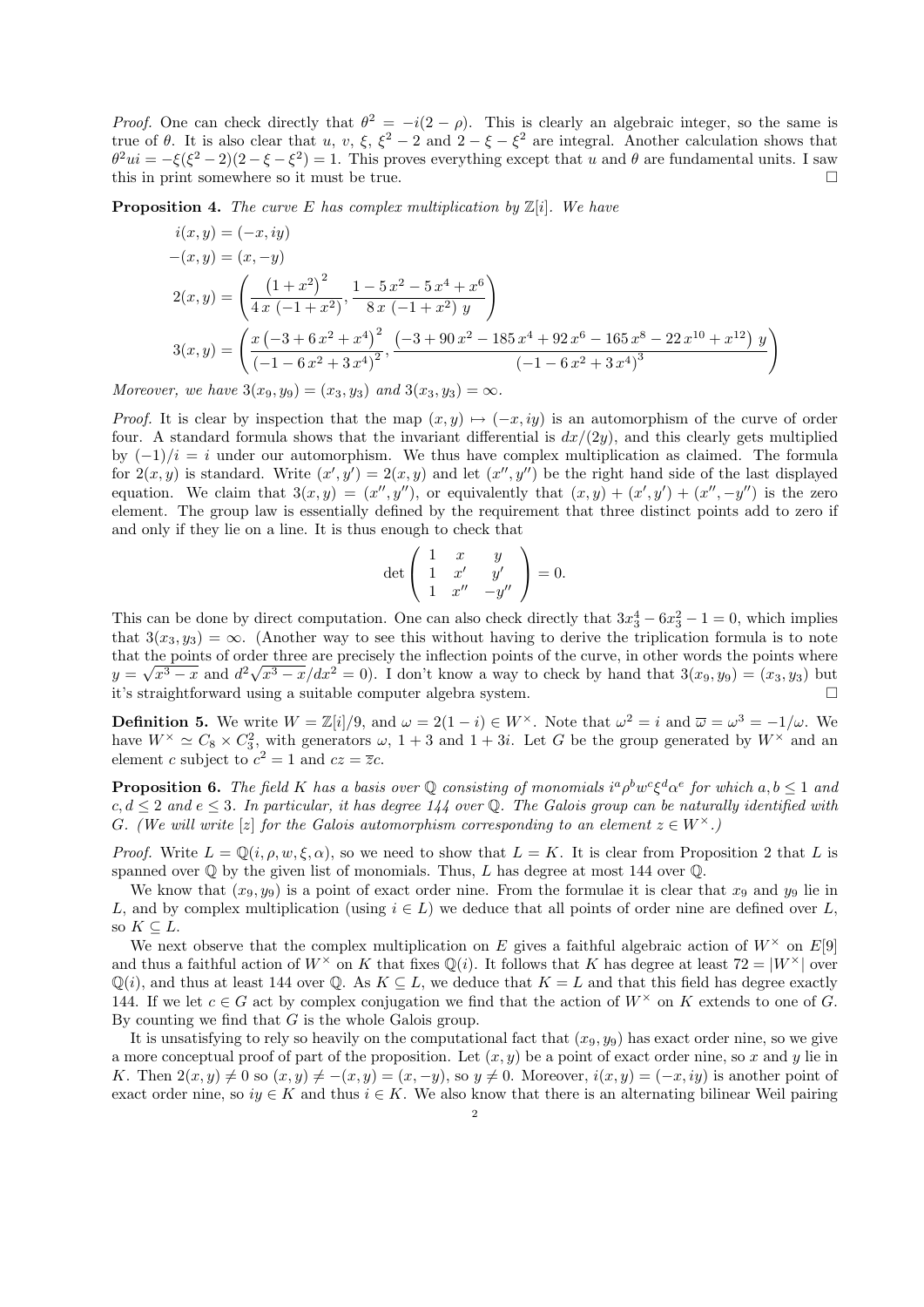*Proof.* One can check directly that $\theta^2 = -i(2-\rho)$. This is clearly an algebraic integer, so the same is true of $\theta$. It is also clear that $u$, $v$, $\xi$, $\xi^2 - 2$ and $2 - \xi - \xi^2$ are integral. Another calculation shows that $\theta^2 ui = -\xi(\xi^2-2)(2-\xi-\xi^2) = 1$. This proves everything except that $u$ and $\theta$ are fundamental units. I saw this in print somewhere so it must be true. $\square$

**Proposition 4.** *The curve $E$ has complex multiplication by $\mathbb{Z}[i]$. We have*

$$
\begin{aligned}
i(x,y) &= (-x, iy) \\
-(x,y) &= (x,-y) \\
2(x,y) &= \left( \frac{\left(1+x^2\right)^2}{4\,x\,\left(-1+x^2\right)}, \frac{1-5\,x^2-5\,x^4+x^6}{8\,x\,\left(-1+x^2\right)\,y} \right) \\
3(x,y) &= \left( \frac{x\left(-3+6\,x^2+x^4\right)^2}{\left(-1-6\,x^2+3\,x^4\right)^2}, \frac{\left(-3+90\,x^2-185\,x^4+92\,x^6-165\,x^8-22\,x^{10}+x^{12}\right)\,y}{\left(-1-6\,x^2+3\,x^4\right)^3} \right)
\end{aligned}
$$

*Moreover, we have $3(x_9,y_9) = (x_3,y_3)$ and $3(x_3,y_3) = \infty$.*

*Proof.* It is clear by inspection that the map $(x,y) \mapsto (-x, iy)$ is an automorphism of the curve of order four. A standard formula shows that the invariant differential is $dx/(2y)$, and this clearly gets multiplied by $(-1)/i = i$ under our automorphism. We thus have complex multiplication as claimed. The formula for $2(x,y)$ is standard. Write $(x',y') = 2(x,y)$ and let $(x'',y'')$ be the right hand side of the last displayed equation. We claim that $3(x,y) = (x'',y'')$, or equivalently that $(x,y)+(x',y')+(x'',-y'')$ is the zero element. The group law is essentially defined by the requirement that three distinct points add to zero if and only if they lie on a line. It is thus enough to check that

$$
\det \begin{pmatrix} 1 & x & y \\ 1 & x' & y' \\ 1 & x'' & -y'' \end{pmatrix} = 0.
$$

This can be done by direct computation. One can also check directly that $3x_3^4 - 6x_3^2 - 1 = 0$, which implies that $3(x_3,y_3) = \infty$. (Another way to see this without having to derive the triplication formula is to note that the points of order three are precisely the inflection points of the curve, in other words the points where $y = \sqrt{x^3-x}$ and $d^2\sqrt{x^3-x}/dx^2 = 0$). I don't know a way to check by hand that $3(x_9,y_9) = (x_3,y_3)$ but it's straightforward using a suitable computer algebra system. $\square$

**Definition 5.** We write $W = \mathbb{Z}[i]/9$, and $\omega = 2(1-i) \in W^\times$. Note that $\omega^2 = i$ and $\overline{\omega} = \omega^3 = -1/\omega$. We have $W^\times \simeq C_8 \times C_3^2$, with generators $\omega$, $1+3$ and $1+3i$. Let $G$ be the group generated by $W^\times$ and an element $c$ subject to $c^2 = 1$ and $cz = \overline{z}c$.

**Proposition 6.** *The field $K$ has a basis over $\mathbb{Q}$ consisting of monomials $i^a \rho^b w^c \xi^d \alpha^e$ for which $a,b \leq 1$ and $c,d \leq 2$ and $e \leq 3$. In particular, it has degree 144 over $\mathbb{Q}$. The Galois group can be naturally identified with $G$. (We will write $[z]$ for the Galois automorphism corresponding to an element $z \in W^\times$.)*

*Proof.* Write $L = \mathbb{Q}(i,\rho,w,\xi,\alpha)$, so we need to show that $L = K$. It is clear from Proposition 2 that $L$ is spanned over $\mathbb{Q}$ by the given list of monomials. Thus, $L$ has degree at most 144 over $\mathbb{Q}$.

We know that $(x_9,y_9)$ is a point of exact order nine. From the formulae it is clear that $x_9$ and $y_9$ lie in $L$, and by complex multiplication (using $i \in L$) we deduce that all points of order nine are defined over $L$, so $K \subseteq L$.

We next observe that the complex multiplication on $E$ gives a faithful algebraic action of $W^\times$ on $E[9]$ and thus a faithful action of $W^\times$ on $K$ that fixes $\mathbb{Q}(i)$. It follows that $K$ has degree at least $72 = |W^\times|$ over $\mathbb{Q}(i)$, and thus at least 144 over $\mathbb{Q}$. As $K \subseteq L$, we deduce that $K = L$ and that this field has degree exactly 144. If we let $c \in G$ act by complex conjugation we find that the action of $W^\times$ on $K$ extends to one of $G$. By counting we find that $G$ is the whole Galois group.

It is unsatisfying to rely so heavily on the computational fact that $(x_9,y_9)$ has exact order nine, so we give a more conceptual proof of part of the proposition. Let $(x,y)$ be a point of exact order nine, so $x$ and $y$ lie in $K$. Then $2(x,y) \neq 0$ so $(x,y) \neq -(x,y) = (x,-y)$, so $y \neq 0$. Moreover, $i(x,y) = (-x,iy)$ is another point of exact order nine, so $iy \in K$ and thus $i \in K$. We also know that there is an alternating bilinear Weil pairing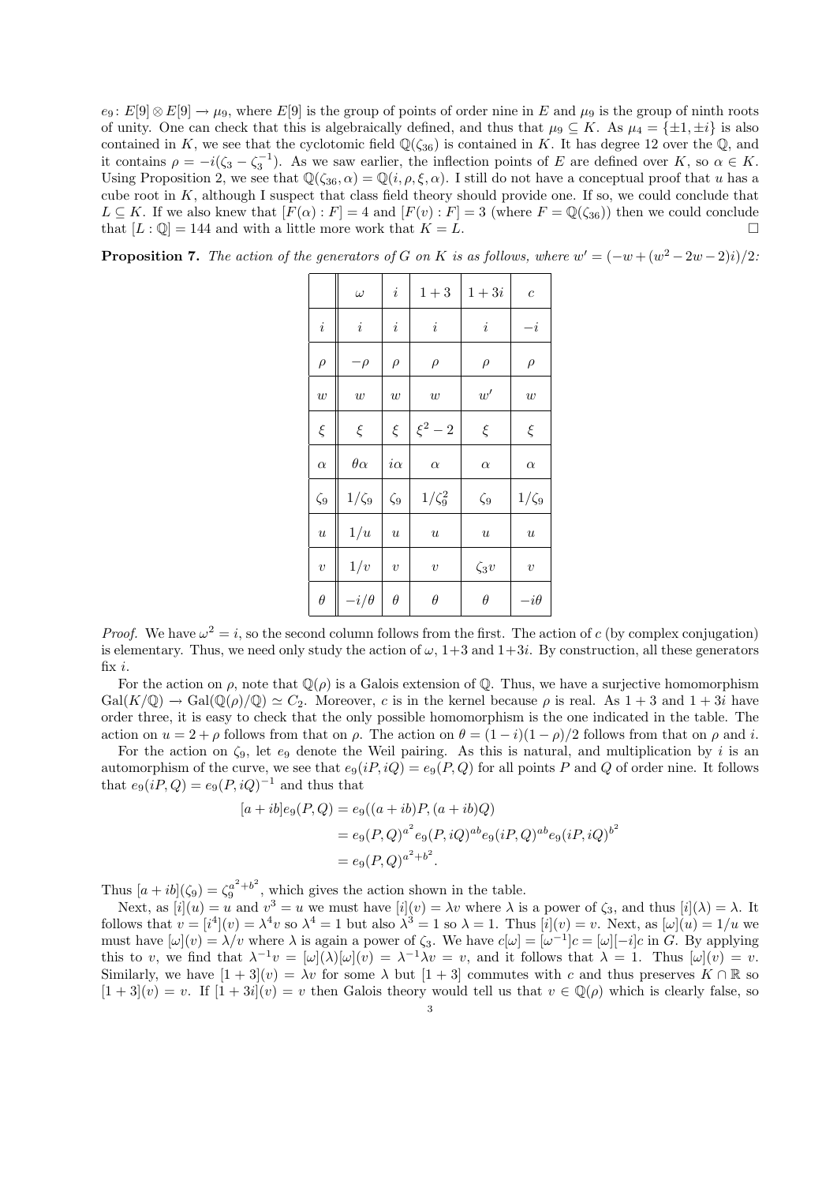$e_9\colon E[9]\otimes E[9]\to\mu_9$, where $E[9]$ is the group of points of order nine in $E$ and $\mu_9$ is the group of ninth roots of unity. One can check that this is algebraically defined, and thus that $\mu_9\subseteq K$. As $\mu_4=\{\pm1,\pm i\}$ is also contained in $K$, we see that the cyclotomic field $\mathbb{Q}(\zeta_{36})$ is contained in $K$. It has degree 12 over the $\mathbb{Q}$, and it contains $\rho=-i(\zeta_3-\zeta_3^{-1})$. As we saw earlier, the inflection points of $E$ are defined over $K$, so $\alpha\in K$. Using Proposition 2, we see that $\mathbb{Q}(\zeta_{36},\alpha)=\mathbb{Q}(i,\rho,\xi,\alpha)$. I still do not have a conceptual proof that $u$ has a cube root in $K$, although I suspect that class field theory should provide one. If so, we could conclude that $L\subseteq K$. If we also knew that $[F(\alpha):F]=4$ and $[F(v):F]=3$ (where $F=\mathbb{Q}(\zeta_{36})$) then we could conclude that $[L:\mathbb{Q}]=144$ and with a little more work that $K=L$. $\square$

**Proposition 7.** *The action of the generators of $G$ on $K$ is as follows, where $w'=(-w+(w^2-2w-2)i)/2$:*

| | $\omega$ | $i$ | $1+3$ | $1+3i$ | $c$ |
|---|---|---|---|---|---|
| $i$ | $i$ | $i$ | $i$ | $i$ | $-i$ |
| $\rho$ | $-\rho$ | $\rho$ | $\rho$ | $\rho$ | $\rho$ |
| $w$ | $w$ | $w$ | $w$ | $w'$ | $w$ |
| $\xi$ | $\xi$ | $\xi$ | $\xi^2-2$ | $\xi$ | $\xi$ |
| $\alpha$ | $\theta\alpha$ | $i\alpha$ | $\alpha$ | $\alpha$ | $\alpha$ |
| $\zeta_9$ | $1/\zeta_9$ | $\zeta_9$ | $1/\zeta_9^2$ | $\zeta_9$ | $1/\zeta_9$ |
| $u$ | $1/u$ | $u$ | $u$ | $u$ | $u$ |
| $v$ | $1/v$ | $v$ | $v$ | $\zeta_3 v$ | $v$ |
| $\theta$ | $-i/\theta$ | $\theta$ | $\theta$ | $\theta$ | $-i\theta$ |

*Proof.* We have $\omega^2=i$, so the second column follows from the first. The action of $c$ (by complex conjugation) is elementary. Thus, we need only study the action of $\omega$, $1+3$ and $1+3i$. By construction, all these generators fix $i$.

For the action on $\rho$, note that $\mathbb{Q}(\rho)$ is a Galois extension of $\mathbb{Q}$. Thus, we have a surjective homomorphism $\mathrm{Gal}(K/\mathbb{Q})\to\mathrm{Gal}(\mathbb{Q}(\rho)/\mathbb{Q})\simeq C_2$. Moreover, $c$ is in the kernel because $\rho$ is real. As $1+3$ and $1+3i$ have order three, it is easy to check that the only possible homomorphism is the one indicated in the table. The action on $u=2+\rho$ follows from that on $\rho$. The action on $\theta=(1-i)(1-\rho)/2$ follows from that on $\rho$ and $i$.

For the action on $\zeta_9$, let $e_9$ denote the Weil pairing. As this is natural, and multiplication by $i$ is an automorphism of the curve, we see that $e_9(iP,iQ)=e_9(P,Q)$ for all points $P$ and $Q$ of order nine. It follows that $e_9(iP,Q)=e_9(P,iQ)^{-1}$ and thus that

$$\begin{aligned}[a+ib]e_9(P,Q)&=e_9((a+ib)P,(a+ib)Q)\\&=e_9(P,Q)^{a^2}e_9(P,iQ)^{ab}e_9(iP,Q)^{ab}e_9(iP,iQ)^{b^2}\\&=e_9(P,Q)^{a^2+b^2}.\end{aligned}$$

Thus $[a+ib](\zeta_9)=\zeta_9^{a^2+b^2}$, which gives the action shown in the table.

Next, as $[i](u)=u$ and $v^3=u$ we must have $[i](v)=\lambda v$ where $\lambda$ is a power of $\zeta_3$, and thus $[i](\lambda)=\lambda$. It follows that $v=[i^4](v)=\lambda^4 v$ so $\lambda^4=1$ but also $\lambda^3=1$ so $\lambda=1$. Thus $[i](v)=v$. Next, as $[\omega](u)=1/u$ we must have $[\omega](v)=\lambda/v$ where $\lambda$ is again a power of $\zeta_3$. We have $c[\omega]=[\omega^{-1}]c=[\omega][-i]c$ in $G$. By applying this to $v$, we find that $\lambda^{-1}v=[\omega](\lambda)[\omega](v)=\lambda^{-1}\lambda v=v$, and it follows that $\lambda=1$. Thus $[\omega](v)=v$. Similarly, we have $[1+3](v)=\lambda v$ for some $\lambda$ but $[1+3]$ commutes with $c$ and thus preserves $K\cap\mathbb{R}$ so $[1+3](v)=v$. If $[1+3i](v)=v$ then Galois theory would tell us that $v\in\mathbb{Q}(\rho)$ which is clearly false, so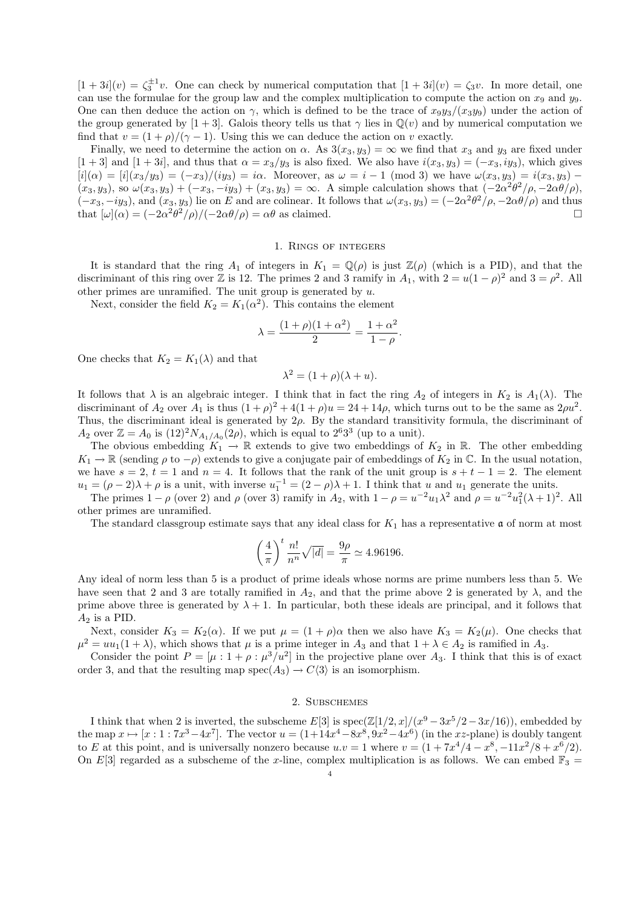$[1+3i](v) = \zeta_3^{\pm 1} v$. One can check by numerical computation that $[1+3i](v) = \zeta_3 v$. In more detail, one can use the formulae for the group law and the complex multiplication to compute the action on $x_9$ and $y_9$. One can then deduce the action on $\gamma$, which is defined to be the trace of $x_9 y_3/(x_3 y_9)$ under the action of the group generated by $[1+3]$. Galois theory tells us that $\gamma$ lies in $\mathbb{Q}(v)$ and by numerical computation we find that $v = (1+\rho)/(\gamma - 1)$. Using this we can deduce the action on $v$ exactly.

Finally, we need to determine the action on $\alpha$. As $3(x_3, y_3) = \infty$ we find that $x_3$ and $y_3$ are fixed under $[1+3]$ and $[1+3i]$, and thus that $\alpha = x_3/y_3$ is also fixed. We also have $i(x_3, y_3) = (-x_3, iy_3)$, which gives $[i](\alpha) = [i](x_3/y_3) = (-x_3)/(iy_3) = i\alpha$. Moreover, as $\omega = i - 1 \pmod 3$ we have $\omega(x_3, y_3) = i(x_3, y_3) - (x_3, y_3)$, so $\omega(x_3, y_3) + (-x_3, -iy_3) + (x_3, y_3) = \infty$. A simple calculation shows that $(-2\alpha^2\theta^2/\rho, -2\alpha\theta/\rho)$, $(-x_3, -iy_3)$, and $(x_3, y_3)$ lie on $E$ and are colinear. It follows that $\omega(x_3, y_3) = (-2\alpha^2\theta^2/\rho, -2\alpha\theta/\rho)$ and thus that $[\omega](\alpha) = (-2\alpha^2\theta^2/\rho)/(-2\alpha\theta/\rho) = \alpha\theta$ as claimed. ☐

## 1. Rings of integers

It is standard that the ring $A_1$ of integers in $K_1 = \mathbb{Q}(\rho)$ is just $\mathbb{Z}(\rho)$ (which is a PID), and that the discriminant of this ring over $\mathbb{Z}$ is 12. The primes 2 and 3 ramify in $A_1$, with $2 = u(1-\rho)^2$ and $3 = \rho^2$. All other primes are unramified. The unit group is generated by $u$.

Next, consider the field $K_2 = K_1(\alpha^2)$. This contains the element

$$\lambda = \frac{(1+\rho)(1+\alpha^2)}{2} = \frac{1+\alpha^2}{1-\rho}.$$

One checks that $K_2 = K_1(\lambda)$ and that

$$\lambda^2 = (1+\rho)(\lambda + u).$$

It follows that $\lambda$ is an algebraic integer. I think that in fact the ring $A_2$ of integers in $K_2$ is $A_1(\lambda)$. The discriminant of $A_2$ over $A_1$ is thus $(1+\rho)^2 + 4(1+\rho)u = 24 + 14\rho$, which turns out to be the same as $2\rho u^2$. Thus, the discriminant ideal is generated by $2\rho$. By the standard transitivity formula, the discriminant of $A_2$ over $\mathbb{Z} = A_0$ is $(12)^2 N_{A_1/A_0}(2\rho)$, which is equal to $2^6 3^3$ (up to a unit).

The obvious embedding $K_1 \to \mathbb{R}$ extends to give two embeddings of $K_2$ in $\mathbb{R}$. The other embedding $K_1 \to \mathbb{R}$ (sending $\rho$ to $-\rho$) extends to give a conjugate pair of embeddings of $K_2$ in $\mathbb{C}$. In the usual notation, we have $s = 2$, $t = 1$ and $n = 4$. It follows that the rank of the unit group is $s + t - 1 = 2$. The element $u_1 = (\rho - 2)\lambda + \rho$ is a unit, with inverse $u_1^{-1} = (2-\rho)\lambda + 1$. I think that $u$ and $u_1$ generate the units.

The primes $1-\rho$ (over 2) and $\rho$ (over 3) ramify in $A_2$, with $1 - \rho = u^{-2}u_1\lambda^2$ and $\rho = u^{-2}u_1^2(\lambda+1)^2$. All other primes are unramified.

The standard classgroup estimate says that any ideal class for $K_1$ has a representative $\mathfrak{a}$ of norm at most

$$\left(\frac{4}{\pi}\right)^t \frac{n!}{n^n}\sqrt{|d|} = \frac{9\rho}{\pi} \simeq 4.96196.$$

Any ideal of norm less than 5 is a product of prime ideals whose norms are prime numbers less than 5. We have seen that 2 and 3 are totally ramified in $A_2$, and that the prime above 2 is generated by $\lambda$, and the prime above three is generated by $\lambda + 1$. In particular, both these ideals are principal, and it follows that $A_2$ is a PID.

Next, consider $K_3 = K_2(\alpha)$. If we put $\mu = (1+\rho)\alpha$ then we also have $K_3 = K_2(\mu)$. One checks that $\mu^2 = uu_1(1+\lambda)$, which shows that $\mu$ is a prime integer in $A_3$ and that $1 + \lambda \in A_2$ is ramified in $A_3$.

Consider the point $P = [\mu : 1+\rho : \mu^3/u^2]$ in the projective plane over $A_3$. I think that this is of exact order 3, and that the resulting map $\operatorname{spec}(A_3) \to C\langle 3\rangle$ is an isomorphism.

## 2. Subschemes

I think that when 2 is inverted, the subscheme $E[3]$ is $\operatorname{spec}(\mathbb{Z}[1/2, x]/(x^9 - 3x^5/2 - 3x/16))$, embedded by the map $x \mapsto [x : 1 : 7x^3 - 4x^7]$. The vector $u = (1 + 14x^4 - 8x^8, 9x^2 - 4x^6)$ (in the $xz$-plane) is doubly tangent to $E$ at this point, and is universally nonzero because $u.v = 1$ where $v = (1 + 7x^4/4 - x^8, -11x^2/8 + x^6/2)$. On $E[3]$ regarded as a subscheme of the $x$-line, complex multiplication is as follows. We can embed $\mathbb{F}_3 =$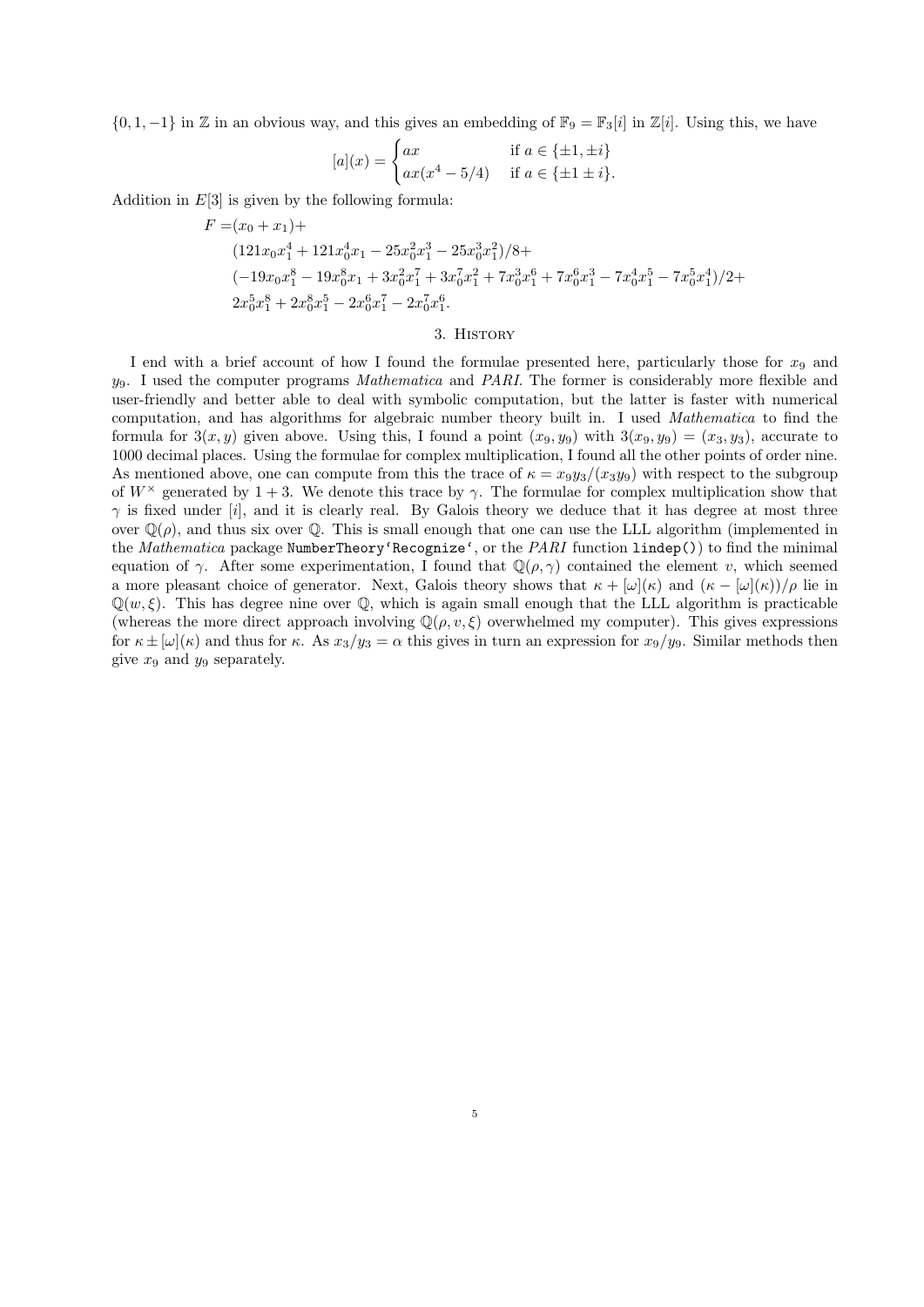$\{0, 1, -1\}$ in $\mathbb{Z}$ in an obvious way, and this gives an embedding of $\mathbb{F}_9 = \mathbb{F}_3[i]$ in $\mathbb{Z}[i]$. Using this, we have

$$[a](x) = \begin{cases} ax & \text{if } a \in \{\pm 1, \pm i\} \\ ax(x^4 - 5/4) & \text{if } a \in \{\pm 1 \pm i\}. \end{cases}$$

Addition in $E[3]$ is given by the following formula:

$$\begin{aligned} F =& (x_0 + x_1) + \\ & (121 x_0 x_1^4 + 121 x_0^4 x_1 - 25 x_0^2 x_1^3 - 25 x_0^3 x_1^2)/8 + \\ & (-19 x_0 x_1^8 - 19 x_0^8 x_1 + 3 x_0^2 x_1^7 + 3 x_0^7 x_1^2 + 7 x_0^3 x_1^6 + 7 x_0^6 x_1^3 - 7 x_0^4 x_1^5 - 7 x_0^5 x_1^4)/2 + \\ & 2 x_0^5 x_1^8 + 2 x_0^8 x_1^5 - 2 x_0^6 x_1^7 - 2 x_0^7 x_1^6. \end{aligned}$$

## 3. History

I end with a brief account of how I found the formulae presented here, particularly those for $x_9$ and $y_9$. I used the computer programs *Mathematica* and *PARI*. The former is considerably more flexible and user-friendly and better able to deal with symbolic computation, but the latter is faster with numerical computation, and has algorithms for algebraic number theory built in. I used *Mathematica* to find the formula for $3(x, y)$ given above. Using this, I found a point $(x_9, y_9)$ with $3(x_9, y_9) = (x_3, y_3)$, accurate to 1000 decimal places. Using the formulae for complex multiplication, I found all the other points of order nine. As mentioned above, one can compute from this the trace of $\kappa = x_9 y_3/(x_3 y_9)$ with respect to the subgroup of $W^\times$ generated by $1 + 3$. We denote this trace by $\gamma$. The formulae for complex multiplication show that $\gamma$ is fixed under $[i]$, and it is clearly real. By Galois theory we deduce that it has degree at most three over $\mathbb{Q}(\rho)$, and thus six over $\mathbb{Q}$. This is small enough that one can use the LLL algorithm (implemented in the *Mathematica* package `NumberTheory‘Recognize‘`, or the *PARI* function `lindep()`) to find the minimal equation of $\gamma$. After some experimentation, I found that $\mathbb{Q}(\rho, \gamma)$ contained the element $v$, which seemed a more pleasant choice of generator. Next, Galois theory shows that $\kappa + [\omega](\kappa)$ and $(\kappa - [\omega](\kappa))/\rho$ lie in $\mathbb{Q}(w, \xi)$. This has degree nine over $\mathbb{Q}$, which is again small enough that the LLL algorithm is practicable (whereas the more direct approach involving $\mathbb{Q}(\rho, v, \xi)$ overwhelmed my computer). This gives expressions for $\kappa \pm [\omega](\kappa)$ and thus for $\kappa$. As $x_3/y_3 = \alpha$ this gives in turn an expression for $x_9/y_9$. Similar methods then give $x_9$ and $y_9$ separately.